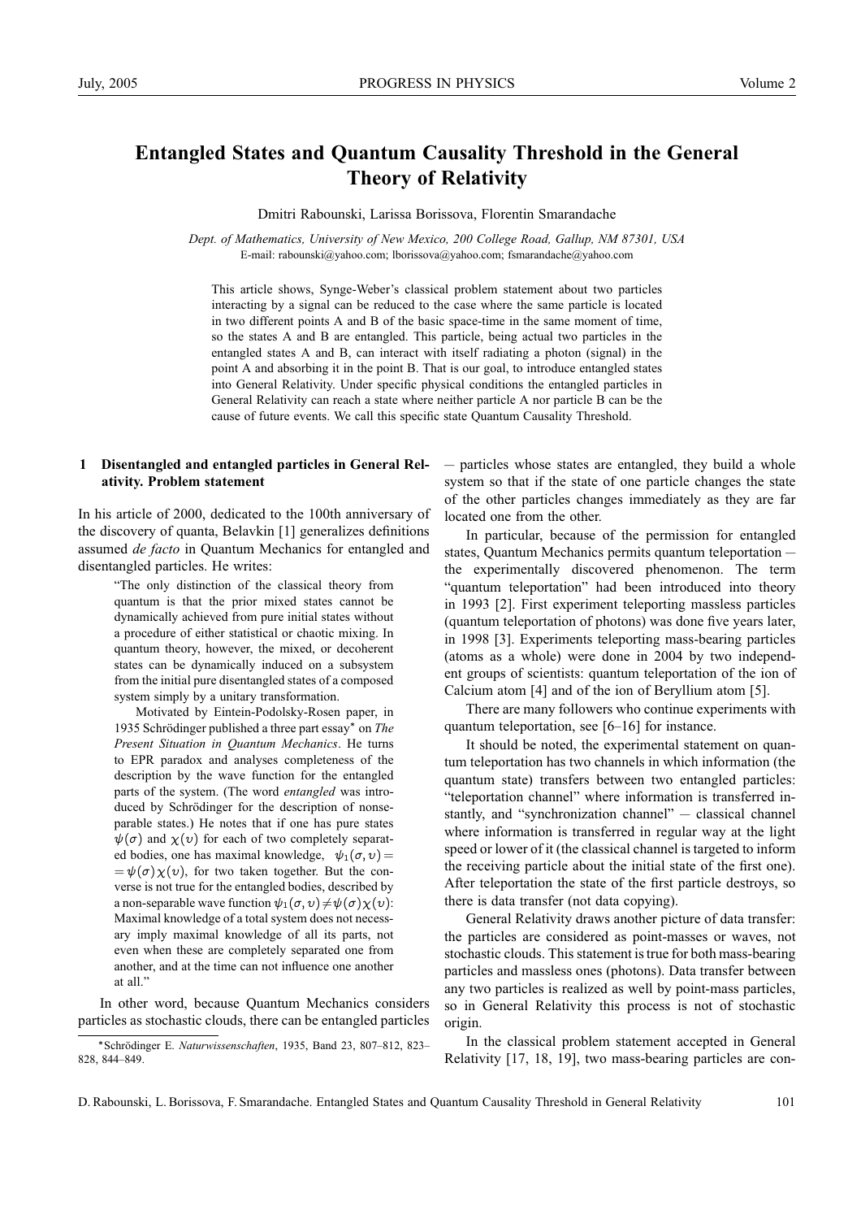# Entangled States and Quantum Causality Threshold in the General Theory of Relativity

Dmitri Rabounski, Larissa Borissova, Florentin Smarandache

*Dept. of Mathematics, University of New Mexico, 200 College Road, Gallup, NM 87301, USA*
E-mail: rabounski@yahoo.com; lborissova@yahoo.com; fsmarandache@yahoo.com

This article shows, Synge-Weber's classical problem statement about two particles interacting by a signal can be reduced to the case where the same particle is located in two different points A and B of the basic space-time in the same moment of time, so the states A and B are entangled. This particle, being actual two particles in the entangled states A and B, can interact with itself radiating a photon (signal) in the point A and absorbing it in the point B. That is our goal, to introduce entangled states into General Relativity. Under specific physical conditions the entangled particles in General Relativity can reach a state where neither particle A nor particle B can be the cause of future events. We call this specific state Quantum Causality Threshold.

## 1 Disentangled and entangled particles in General Relativity. Problem statement

In his article of 2000, dedicated to the 100th anniversary of the discovery of quanta, Belavkin [1] generalizes definitions assumed *de facto* in Quantum Mechanics for entangled and disentangled particles. He writes:

> "The only distinction of the classical theory from quantum is that the prior mixed states cannot be dynamically achieved from pure initial states without a procedure of either statistical or chaotic mixing. In quantum theory, however, the mixed, or decoherent states can be dynamically induced on a subsystem from the initial pure disentangled states of a composed system simply by a unitary transformation.
>
> Motivated by Eintein-Podolsky-Rosen paper, in 1935 Schrödinger published a three part essay* on *The Present Situation in Quantum Mechanics*. He turns to EPR paradox and analyses completeness of the description by the wave function for the entangled parts of the system. (The word *entangled* was introduced by Schrödinger for the description of nonseparable states.) He notes that if one has pure states $\psi(\sigma)$ and $\chi(\upsilon)$ for each of two completely separated bodies, one has maximal knowledge, $\psi_1(\sigma,\upsilon) = \psi(\sigma)\chi(\upsilon)$, for two taken together. But the converse is not true for the entangled bodies, described by a non-separable wave function $\psi_1(\sigma,\upsilon) \neq \psi(\sigma)\chi(\upsilon)$: Maximal knowledge of a total system does not necessary imply maximal knowledge of all its parts, not even when these are completely separated one from another, and at the time can not influence one another at all."

In other word, because Quantum Mechanics considers particles as stochastic clouds, there can be entangled particles — particles whose states are entangled, they build a whole system so that if the state of one particle changes the state of the other particles changes immediately as they are far located one from the other.

In particular, because of the permission for entangled states, Quantum Mechanics permits quantum teleportation — the experimentally discovered phenomenon. The term "quantum teleportation" had been introduced into theory in 1993 [2]. First experiment teleporting massless particles (quantum teleportation of photons) was done five years later, in 1998 [3]. Experiments teleporting mass-bearing particles (atoms as a whole) were done in 2004 by two independent groups of scientists: quantum teleportation of the ion of Calcium atom [4] and of the ion of Beryllium atom [5].

There are many followers who continue experiments with quantum teleportation, see [6–16] for instance.

It should be noted, the experimental statement on quantum teleportation has two channels in which information (the quantum state) transfers between two entangled particles: "teleportation channel" where information is transferred instantly, and "synchronization channel" — classical channel where information is transferred in regular way at the light speed or lower of it (the classical channel is targeted to inform the receiving particle about the initial state of the first one). After teleportation the state of the first particle destroys, so there is data transfer (not data copying).

General Relativity draws another picture of data transfer: the particles are considered as point-masses or waves, not stochastic clouds. This statement is true for both mass-bearing particles and massless ones (photons). Data transfer between any two particles is realized as well by point-mass particles, so in General Relativity this process is not of stochastic origin.

In the classical problem statement accepted in General Relativity [17, 18, 19], two mass-bearing particles are con-

---

*Schrödinger E. *Naturwissenschaften*, 1935, Band 23, 807–812, 823–828, 844–849.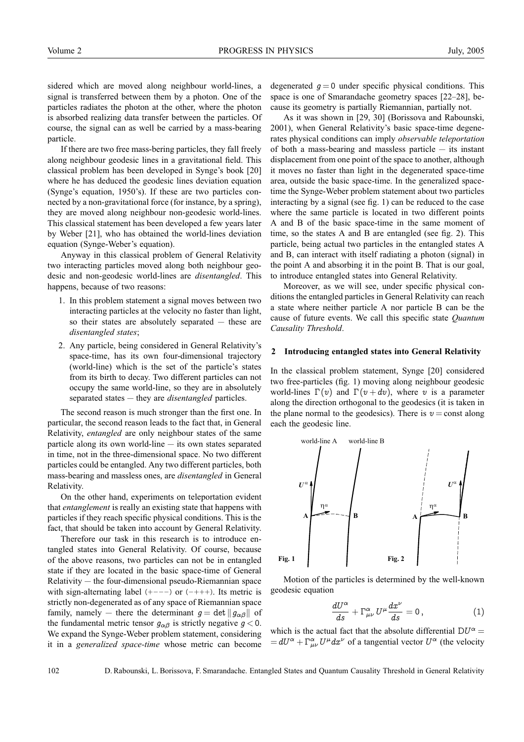sidered which are moved along neighbour world-lines, a signal is transferred between them by a photon. One of the particles radiates the photon at the other, where the photon is absorbed realizing data transfer between the particles. Of course, the signal can as well be carried by a mass-bearing particle.

If there are two free mass-bering particles, they fall freely along neighbour geodesic lines in a gravitational field. This classical problem has been developed in Synge's book [20] where he has deduced the geodesic lines deviation equation (Synge's equation, 1950's). If these are two particles connected by a non-gravitational force (for instance, by a spring), they are moved along neighbour non-geodesic world-lines. This classical statement has been developed a few years later by Weber [21], who has obtained the world-lines deviation equation (Synge-Weber's equation).

Anyway in this classical problem of General Relativity two interacting particles moved along both neighbour geodesic and non-geodesic world-lines are *disentangled*. This happens, because of two reasons:

1. In this problem statement a signal moves between two interacting particles at the velocity no faster than light, so their states are absolutely separated — these are *disentangled states*;
2. Any particle, being considered in General Relativity's space-time, has its own four-dimensional trajectory (world-line) which is the set of the particle's states from its birth to decay. Two different particles can not occupy the same world-line, so they are in absolutely separated states — they are *disentangled* particles.

The second reason is much stronger than the first one. In particular, the second reason leads to the fact that, in General Relativity, *entangled* are only neighbour states of the same particle along its own world-line — its own states separated in time, not in the three-dimensional space. No two different particles could be entangled. Any two different particles, both mass-bearing and massless ones, are *disentangled* in General Relativity.

On the other hand, experiments on teleportation evident that *entanglement* is really an existing state that happens with particles if they reach specific physical conditions. This is the fact, that should be taken into account by General Relativity.

Therefore our task in this research is to introduce entangled states into General Relativity. Of course, because of the above reasons, two particles can not be in entangled state if they are located in the basic space-time of General Relativity — the four-dimensional pseudo-Riemannian space with sign-alternating label $(+---)$ or $(-+++)$. Its metric is strictly non-degenerated as of any space of Riemannian space family, namely — there the determinant $g = \det \| g_{\alpha\beta} \|$ of the fundamental metric tensor $g_{\alpha\beta}$ is strictly negative $g < 0$. We expand the Synge-Weber problem statement, considering it in a *generalized space-time* whose metric can become degenerated $g = 0$ under specific physical conditions. This space is one of Smarandache geometry spaces [22–28], because its geometry is partially Riemannian, partially not.

As it was shown in [29, 30] (Borissova and Rabounski, 2001), when General Relativity's basic space-time degenerates physical conditions can imply *observable teleportation* of both a mass-bearing and massless particle — its instant displacement from one point of the space to another, although it moves no faster than light in the degenerated space-time area, outside the basic space-time. In the generalized space-time the Synge-Weber problem statement about two particles interacting by a signal (see fig. 1) can be reduced to the case where the same particle is located in two different points A and B of the basic space-time in the same moment of time, so the states A and B are entangled (see fig. 2). This particle, being actual two particles in the entangled states A and B, can interact with itself radiating a photon (signal) in the point A and absorbing it in the point B. That is our goal, to introduce entangled states into General Relativity.

Moreover, as we will see, under specific physical conditions the entangled particles in General Relativity can reach a state where neither particle A nor particle B can be the cause of future events. We call this specific state *Quantum Causality Threshold*.

## 2 Introducing entangled states into General Relativity

In the classical problem statement, Synge [20] considered two free-particles (fig. 1) moving along neighbour geodesic world-lines $\Gamma(v)$ and $\Gamma(v + dv)$, where $v$ is a parameter along the direction orthogonal to the geodesics (it is taken in the plane normal to the geodesics). There is $v = \text{const}$ along each the geodesic line.

Fig. 1

Fig. 2

Motion of the particles is determined by the well-known geodesic equation

$$\frac{dU^\alpha}{ds} + \Gamma^\alpha_{\mu\nu}\, U^\mu \frac{dx^\nu}{ds} = 0\,, \tag{1}$$

which is the actual fact that the absolute differential $\mathrm{D}U^\alpha = dU^\alpha + \Gamma^\alpha_{\mu\nu} U^\mu dx^\nu$ of a tangential vector $U^\alpha$ (the velocity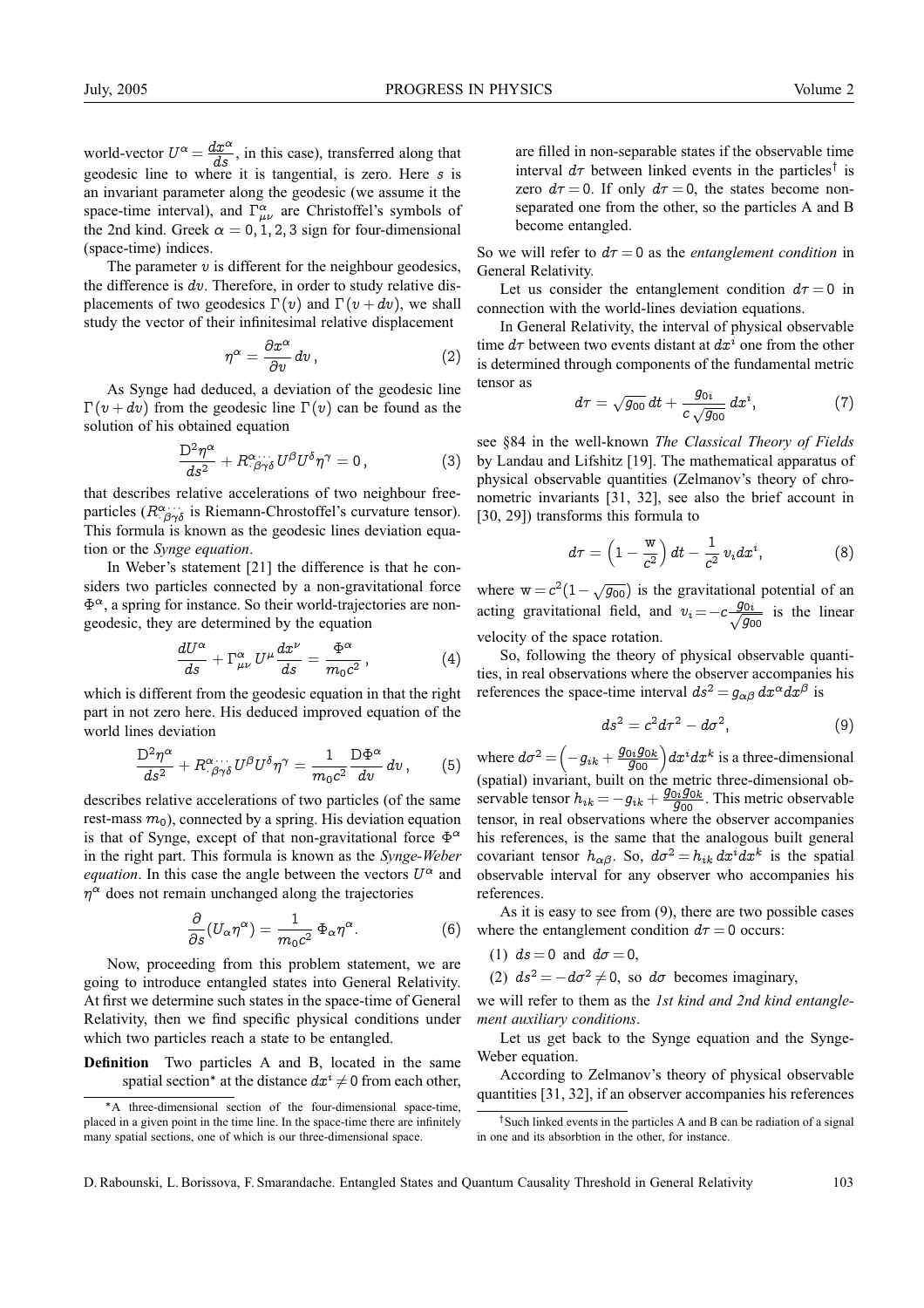world-vector $U^\alpha = \frac{dx^\alpha}{ds}$, in this case), transferred along that geodesic line to where it is tangential, is zero. Here $s$ is an invariant parameter along the geodesic (we assume it the space-time interval), and $\Gamma^\alpha_{\mu\nu}$ are Christoffel's symbols of the 2nd kind. Greek $\alpha = 0, 1, 2, 3$ sign for four-dimensional (space-time) indices.

The parameter $v$ is different for the neighbour geodesics, the difference is $dv$. Therefore, in order to study relative displacements of two geodesics $\Gamma(v)$ and $\Gamma(v + dv)$, we shall study the vector of their infinitesimal relative displacement

$$\eta^\alpha = \frac{\partial x^\alpha}{\partial v}\, dv\,, \tag{2}$$

As Synge had deduced, a deviation of the geodesic line $\Gamma(v + dv)$ from the geodesic line $\Gamma(v)$ can be found as the solution of his obtained equation

$$\frac{\mathrm{D}^2\eta^\alpha}{ds^2} + R^{\alpha\cdots}_{\cdot\beta\gamma\delta}\, U^\beta U^\delta \eta^\gamma = 0\,, \tag{3}$$

that describes relative accelerations of two neighbour free-particles ($R^{\alpha\cdots}_{\cdot\beta\gamma\delta}$ is Riemann-Chrostoffel's curvature tensor). This formula is known as the geodesic lines deviation equation or the *Synge equation*.

In Weber's statement [21] the difference is that he considers two particles connected by a non-gravitational force $\Phi^\alpha$, a spring for instance. So their world-trajectories are non-geodesic, they are determined by the equation

$$\frac{dU^\alpha}{ds} + \Gamma^\alpha_{\mu\nu}\, U^\mu \frac{dx^\nu}{ds} = \frac{\Phi^\alpha}{m_0 c^2}\,, \tag{4}$$

which is different from the geodesic equation in that the right part in not zero here. His deduced improved equation of the world lines deviation

$$\frac{\mathrm{D}^2\eta^\alpha}{ds^2} + R^{\alpha\cdots}_{\cdot\beta\gamma\delta}\, U^\beta U^\delta \eta^\gamma = \frac{1}{m_0 c^2}\frac{\mathrm{D}\Phi^\alpha}{dv}\, dv\,, \tag{5}$$

describes relative accelerations of two particles (of the same rest-mass $m_0$), connected by a spring. His deviation equation is that of Synge, except of that non-gravitational force $\Phi^\alpha$ in the right part. This formula is known as the *Synge-Weber equation*. In this case the angle between the vectors $U^\alpha$ and $\eta^\alpha$ does not remain unchanged along the trajectories

$$\frac{\partial}{\partial s}\left(U_\alpha \eta^\alpha\right) = \frac{1}{m_0 c^2}\, \Phi_\alpha \eta^\alpha. \tag{6}$$

Now, proceeding from this problem statement, we are going to introduce entangled states into General Relativity. At first we determine such states in the space-time of General Relativity, then we find specific physical conditions under which two particles reach a state to be entangled.

**Definition** Two particles A and B, located in the same spatial section* at the distance $dx^i \neq 0$ from each other, are filled in non-separable states if the observable time interval $d\tau$ between linked events in the particles† is zero $d\tau = 0$. If only $d\tau = 0$, the states become non-separated one from the other, so the particles A and B become entangled.

So we will refer to $d\tau = 0$ as the *entanglement condition* in General Relativity.

Let us consider the entanglement condition $d\tau = 0$ in connection with the world-lines deviation equations.

In General Relativity, the interval of physical observable time $d\tau$ between two events distant at $dx^i$ one from the other is determined through components of the fundamental metric tensor as

$$d\tau = \sqrt{g_{00}}\, dt + \frac{g_{0i}}{c\sqrt{g_{00}}}\, dx^i, \tag{7}$$

see §84 in the well-known *The Classical Theory of Fields* by Landau and Lifshitz [19]. The mathematical apparatus of physical observable quantities (Zelmanov's theory of chronometric invariants [31, 32], see also the brief account in [30, 29]) transforms this formula to

$$d\tau = \left(1 - \frac{\mathrm{w}}{c^2}\right) dt - \frac{1}{c^2}\, v_i dx^i, \tag{8}$$

where $\mathrm{w} = c^2(1 - \sqrt{g_{00}})$ is the gravitational potential of an acting gravitational field, and $v_i = -c\frac{g_{0i}}{\sqrt{g_{00}}}$ is the linear velocity of the space rotation.

So, following the theory of physical observable quantities, in real observations where the observer accompanies his references the space-time interval $ds^2 = g_{\alpha\beta}\, dx^\alpha dx^\beta$ is

$$ds^2 = c^2 d\tau^2 - d\sigma^2, \tag{9}$$

where $d\sigma^2 = \left(-g_{ik} + \frac{g_{0i}g_{0k}}{g_{00}}\right) dx^i dx^k$ is a three-dimensional (spatial) invariant, built on the metric three-dimensional observable tensor $h_{ik} = -g_{ik} + \frac{g_{0i}g_{0k}}{g_{00}}$. This metric observable tensor, in real observations where the observer accompanies his references, is the same that the analogous built general covariant tensor $h_{\alpha\beta}$. So, $d\sigma^2 = h_{ik}\, dx^i dx^k$ is the spatial observable interval for any observer who accompanies his references.

As it is easy to see from (9), there are two possible cases where the entanglement condition $d\tau = 0$ occurs:

(1) $ds = 0$ and $d\sigma = 0$,

(2) $ds^2 = -d\sigma^2 \neq 0$, so $d\sigma$ becomes imaginary,

we will refer to them as the *1st kind and 2nd kind entanglement auxiliary conditions*.

Let us get back to the Synge equation and the Synge-Weber equation.

According to Zelmanov's theory of physical observable quantities [31, 32], if an observer accompanies his references

---

*A three-dimensional section of the four-dimensional space-time, placed in a given point in the time line. In the space-time there are infinitely many spatial sections, one of which is our three-dimensional space.

†Such linked events in the particles A and B can be radiation of a signal in one and its absorbtion in the other, for instance.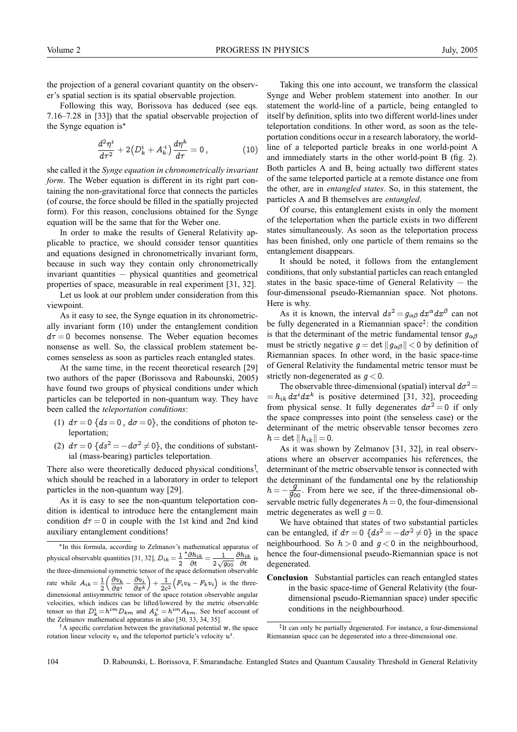the projection of a general covariant quantity on the observer's spatial section is its spatial observable projection.

Following this way, Borissova has deduced (see eqs. 7.16–7.28 in [33]) that the spatial observable projection of the Synge equation is*

$$\frac{d^2\eta^i}{d\tau^2} + 2\left(D_k^i + A_{k\cdot}^{\cdot i}\right)\frac{d\eta^k}{d\tau} = 0\,, \tag{10}$$

she called it the *Synge equation in chronometrically invariant form*. The Weber equation is different in its right part containing the non-gravitational force that connects the particles (of course, the force should be filled in the spatially projected form). For this reason, conclusions obtained for the Synge equation will be the same that for the Weber one.

In order to make the results of General Relativity applicable to practice, we should consider tensor quantities and equations designed in chronometrically invariant form, because in such way they contain only chronometrically invariant quantities — physical quantities and geometrical properties of space, measurable in real experiment [31, 32].

Let us look at our problem under consideration from this viewpoint.

As it easy to see, the Synge equation in its chronometrically invariant form (10) under the entanglement condition $d\tau = 0$ becomes nonsense. The Weber equation becomes nonsense as well. So, the classical problem statement becomes senseless as soon as particles reach entangled states.

At the same time, in the recent theoretical research [29] two authors of the paper (Borissova and Rabounski, 2005) have found two groups of physical conditions under which particles can be teleported in non-quantum way. They have been called the *teleportation conditions*:

1. $d\tau = 0$ $\{ds = 0\,,\ d\sigma = 0\}$, the conditions of photon teleportation;
2. $d\tau = 0$ $\{ds^2 = -d\sigma^2 \neq 0\}$, the conditions of substantial (mass-bearing) particles teleportation.

There also were theoretically deduced physical conditions†, which should be reached in a laboratory in order to teleport particles in the non-quantum way [29].

As it is easy to see the non-quantum teleportation condition is identical to introduce here the entanglement main condition $d\tau = 0$ in couple with the 1st kind and 2nd kind auxiliary entanglement conditions!

Taking this one into account, we transform the classical Synge and Weber problem statement into another. In our statement the world-line of a particle, being entangled to itself by definition, splits into two different world-lines under teleportation conditions. In other word, as soon as the teleportation conditions occur in a research laboratory, the world-line of a teleported particle breaks in one world-point A and immediately starts in the other world-point B (fig. 2). Both particles A and B, being actually two different states of the same teleported particle at a remote distance one from the other, are in *entangled states*. So, in this statement, the particles A and B themselves are *entangled*.

Of course, this entanglement exists in only the moment of the teleportation when the particle exists in two different states simultaneously. As soon as the teleportation process has been finished, only one particle of them remains so the entanglement disappears.

It should be noted, it follows from the entanglement conditions, that only substantial particles can reach entangled states in the basic space-time of General Relativity — the four-dimensional pseudo-Riemannian space. Not photons. Here is why.

As it is known, the interval $ds^2 = g_{\alpha\beta}\,dx^\alpha dx^\beta$ can not be fully degenerated in a Riemannian space‡: the condition is that the determinant of the metric fundamental tensor $g_{\alpha\beta}$ must be strictly negative $g = \det\|g_{\alpha\beta}\| < 0$ by definition of Riemannian spaces. In other word, in the basic space-time of General Relativity the fundamental metric tensor must be strictly non-degenerated as $g < 0$.

The observable three-dimensional (spatial) interval $d\sigma^2 = h_{ik}\,dx^i dx^k$ is positive determined [31, 32], proceeding from physical sense. It fully degenerates $d\sigma^2 = 0$ if only the space compresses into point (the senseless case) or the determinant of the metric observable tensor becomes zero $h = \det\|h_{ik}\| = 0$.

As it was shown by Zelmanov [31, 32], in real observations where an observer accompanies his references, the determinant of the metric observable tensor is connected with the determinant of the fundamental one by the relationship $h = -\frac{g}{g_{00}}$. From here we see, if the three-dimensional observable metric fully degenerates $h = 0$, the four-dimensional metric degenerates as well $g = 0$.

We have obtained that states of two substantial particles can be entangled, if $d\tau = 0$ $\{ds^2 = -d\sigma^2 \neq 0\}$ in the space neighbourhood. So $h > 0$ and $g < 0$ in the neighbourhood, hence the four-dimensional pseudo-Riemannian space is not degenerated.

**Conclusion** Substantial particles can reach entangled states in the basic space-time of General Relativity (the four-dimensional pseudo-Riemannian space) under specific conditions in the neighbourhood.

---

*In this formula, according to Zelmanov's mathematical apparatus of physical observable quantities [31, 32], $D_{ik} = \frac{1}{2}\frac{{}^*\partial h_{ik}}{\partial t} = \frac{1}{2\sqrt{g_{00}}}\frac{\partial h_{ik}}{\partial t}$ is the three-dimensional symmetric tensor of the space deformation observable rate while $A_{ik} = \frac{1}{2}\left(\frac{\partial v_k}{\partial x^i} - \frac{\partial v_i}{\partial x^k}\right) + \frac{1}{2c^2}\left(F_i v_k - F_k v_i\right)$ is the three-dimensional antisymmetric tensor of the space rotation observable angular velocities, which indices can be lifted/lowered by the metric observable tensor so that $D_k^i = h^{im} D_{km}$ and $A_{k\cdot}^{\cdot i} = h^{im} A_{km}$. See brief account of the Zelmanov mathematical apparatus in also [30, 33, 34, 35].

†A specific correlation between the gravitational potential w, the space rotation linear velocity $v_i$ and the teleported particle's velocity $u^i$.

‡It can only be partially degenerated. For instance, a four-dimensional Riemannian space can be degenerated into a three-dimensional one.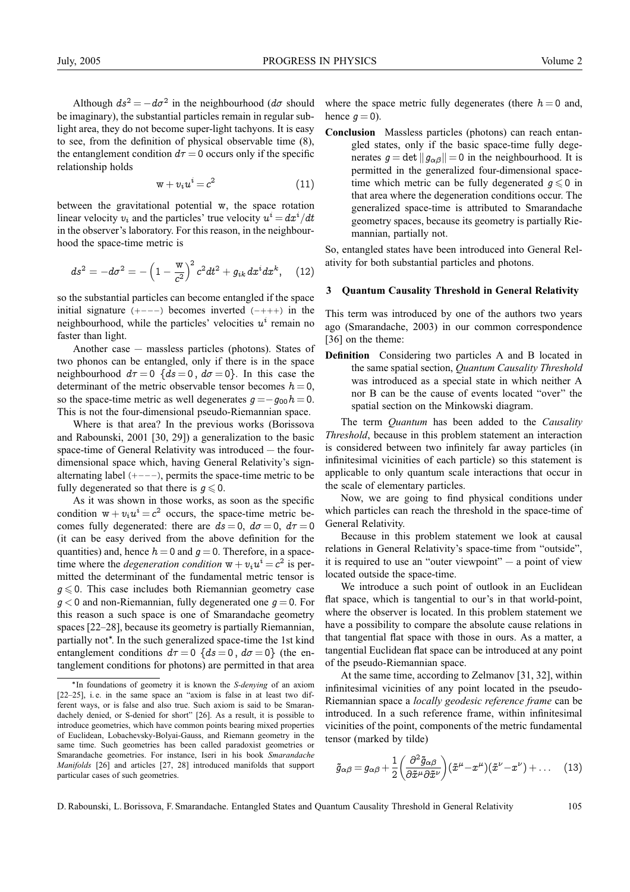Although $ds^2 = -d\sigma^2$ in the neighbourhood ($d\sigma$ should be imaginary), the substantial particles remain in regular sub-light area, they do not become super-light tachyons. It is easy to see, from the definition of physical observable time (8), the entanglement condition $d\tau = 0$ occurs only if the specific relationship holds

$$\mathrm{w} + v_i u^i = c^2 \tag{11}$$

between the gravitational potential w, the space rotation linear velocity $v_i$ and the particles' true velocity $u^i = dx^i/dt$ in the observer's laboratory. For this reason, in the neighbourhood the space-time metric is

$$ds^2 = -d\sigma^2 = -\left(1 - \frac{\mathrm{w}}{c^2}\right)^2 c^2 dt^2 + g_{ik}\, dx^i dx^k, \tag{12}$$

so the substantial particles can become entangled if the space initial signature $(+---)$ becomes inverted $(-+++)$ in the neighbourhood, while the particles' velocities $u^i$ remain no faster than light.

Another case — massless particles (photons). States of two phonos can be entangled, only if there is in the space neighbourhood $d\tau = 0$ $\{ds = 0,\, d\sigma = 0\}$. In this case the determinant of the metric observable tensor becomes $h = 0$, so the space-time metric as well degenerates $g = -g_{00} h = 0$. This is not the four-dimensional pseudo-Riemannian space.

Where is that area? In the previous works (Borissova and Rabounski, 2001 [30, 29]) a generalization to the basic space-time of General Relativity was introduced — the four-dimensional space which, having General Relativity's sign-alternating label $(+---)$, permits the space-time metric to be fully degenerated so that there is $g \leqslant 0$.

As it was shown in those works, as soon as the specific condition $\mathrm{w} + v_i u^i = c^2$ occurs, the space-time metric becomes fully degenerated: there are $ds = 0$, $d\sigma = 0$, $d\tau = 0$ (it can be easy derived from the above definition for the quantities) and, hence $h = 0$ and $g = 0$. Therefore, in a space-time where the *degeneration condition* $\mathrm{w} + v_i u^i = c^2$ is permitted the determinant of the fundamental metric tensor is $g \leqslant 0$. This case includes both Riemannian geometry case $g < 0$ and non-Riemannian, fully degenerated one $g = 0$. For this reason a such space is one of Smarandache geometry spaces [22–28], because its geometry is partially Riemannian, partially not*. In the such generalized space-time the 1st kind entanglement conditions $d\tau = 0$ $\{ds = 0,\, d\sigma = 0\}$ (the entanglement conditions for photons) are permitted in that area where the space metric fully degenerates (there $h = 0$ and, hence $g = 0$).

**Conclusion** Massless particles (photons) can reach entangled states, only if the basic space-time fully degenerates $g = \det \| g_{\alpha\beta} \| = 0$ in the neighbourhood. It is permitted in the generalized four-dimensional space-time which metric can be fully degenerated $g \leqslant 0$ in that area where the degeneration conditions occur. The generalized space-time is attributed to Smarandache geometry spaces, because its geometry is partially Riemannian, partially not.

So, entangled states have been introduced into General Relativity for both substantial particles and photons.

## 3 Quantum Causality Threshold in General Relativity

This term was introduced by one of the authors two years ago (Smarandache, 2003) in our common correspondence [36] on the theme:

**Definition** Considering two particles A and B located in the same spatial section, *Quantum Causality Threshold* was introduced as a special state in which neither A nor B can be the cause of events located "over" the spatial section on the Minkowski diagram.

The term *Quantum* has been added to the *Causality Threshold*, because in this problem statement an interaction is considered between two infinitely far away particles (in infinitesimal vicinities of each particle) so this statement is applicable to only quantum scale interactions that occur in the scale of elementary particles.

Now, we are going to find physical conditions under which particles can reach the threshold in the space-time of General Relativity.

Because in this problem statement we look at causal relations in General Relativity's space-time from "outside", it is required to use an "outer viewpoint" — a point of view located outside the space-time.

We introduce a such point of outlook in an Euclidean flat space, which is tangential to our's in that world-point, where the observer is located. In this problem statement we have a possibility to compare the absolute cause relations in that tangential flat space with those in ours. As a matter, a tangential Euclidean flat space can be introduced at any point of the pseudo-Riemannian space.

At the same time, according to Zelmanov [31, 32], within infinitesimal vicinities of any point located in the pseudo-Riemannian space a *locally geodesic reference frame* can be introduced. In a such reference frame, within infinitesimal vicinities of the point, components of the metric fundamental tensor (marked by tilde)

$$\tilde{g}_{\alpha\beta} = g_{\alpha\beta} + \frac{1}{2}\left(\frac{\partial^2 \tilde{g}_{\alpha\beta}}{\partial \tilde{x}^\mu \partial \tilde{x}^\nu}\right)(\tilde{x}^\mu - x^\mu)(\tilde{x}^\nu - x^\nu) + \dots \tag{13}$$

---

*In foundations of geometry it is known the *S-denying* of an axiom [22–25], i. e. in the same space an "axiom is false in at least two different ways, or is false and also true. Such axiom is said to be Smarandachely denied, or S-denied for short" [26]. As a result, it is possible to introduce geometries, which have common points bearing mixed properties of Euclidean, Lobachevsky-Bolyai-Gauss, and Riemann geometry in the same time. Such geometries has been called paradoxist geometries or Smarandache geometries. For instance, Iseri in his book *Smarandache Manifolds* [26] and articles [27, 28] introduced manifolds that support particular cases of such geometries.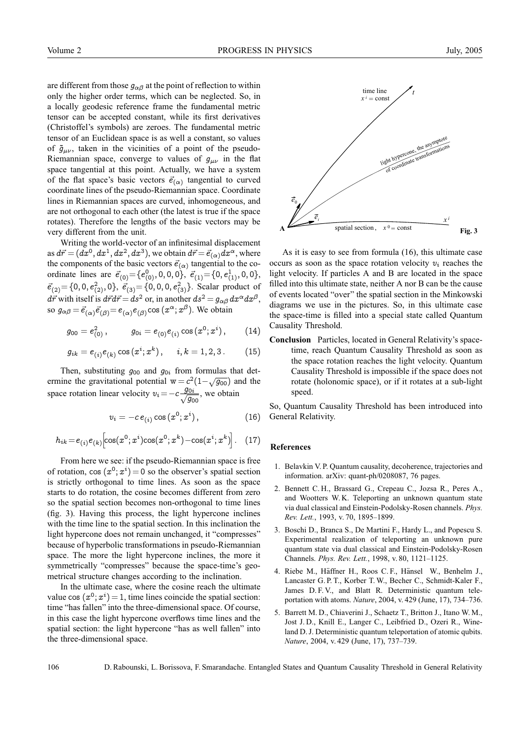are different from those $g_{\alpha\beta}$ at the point of reflection to within only the higher order terms, which can be neglected. So, in a locally geodesic reference frame the fundamental metric tensor can be accepted constant, while its first derivatives (Christoffel's symbols) are zeroes. The fundamental metric tensor of an Euclidean space is as well a constant, so values of $\tilde{g}_{\mu\nu}$, taken in the vicinities of a point of the pseudo-Riemannian space, converge to values of $g_{\mu\nu}$ in the flat space tangential at this point. Actually, we have a system of the flat space's basic vectors $\vec{e}_{(\alpha)}$ tangential to curved coordinate lines of the pseudo-Riemannian space. Coordinate lines in Riemannian spaces are curved, inhomogeneous, and are not orthogonal to each other (the latest is true if the space rotates). Therefore the lengths of the basic vectors may be very different from the unit.

Writing the world-vector of an infinitesimal displacement as $d\vec{r} = (dx^0, dx^1, dx^2, dx^3)$, we obtain $d\vec{r} = \vec{e}_{(\alpha)} dx^\alpha$, where the components of the basic vectors $\vec{e}_{(\alpha)}$ tangential to the coordinate lines are $\vec{e}_{(0)} = \{e^0_{(0)}, 0, 0, 0\}$, $\vec{e}_{(1)} = \{0, e^1_{(1)}, 0, 0\}$, $\vec{e}_{(2)} = \{0, 0, e^2_{(2)}, 0\}$, $\vec{e}_{(3)} = \{0, 0, 0, e^2_{(3)}\}$. Scalar product of $d\vec{r}$ with itself is $d\vec{r}d\vec{r} = ds^2$ or, in another $ds^2 = g_{\alpha\beta}\, dx^\alpha dx^\beta$, so $g_{\alpha\beta} = \vec{e}_{(\alpha)}\vec{e}_{(\beta)} = e_{(\alpha)} e_{(\beta)} \cos(x^\alpha; x^\beta)$. We obtain

$$g_{00} = e^2_{(0)}\,, \qquad g_{0i} = e_{(0)} e_{(i)} \cos(x^0; x^i)\,, \tag{14}$$

$$g_{ik} = e_{(i)} e_{(k)} \cos(x^i; x^k)\,, \qquad i, k = 1, 2, 3\,. \tag{15}$$

Then, substituting $g_{00}$ and $g_{0i}$ from formulas that determine the gravitational potential $\mathrm{w} = c^2(1 - \sqrt{g_{00}})$ and the space rotation linear velocity $v_i = -c\dfrac{g_{0i}}{\sqrt{g_{00}}}$, we obtain

$$v_i = -c\, e_{(i)} \cos(x^0; x^i)\,, \tag{16}$$

$$h_{ik} = e_{(i)} e_{(k)} \Big[\cos(x^0; x^i)\cos(x^0; x^k) - \cos(x^i; x^k)\Big]. \tag{17}$$

From here we see: if the pseudo-Riemannian space is free of rotation, $\cos(x^0; x^i) = 0$ so the observer's spatial section is strictly orthogonal to time lines. As soon as the space starts to do rotation, the cosine becomes different from zero so the spatial section becomes non-orthogonal to time lines (fig. 3). Having this process, the light hypercone inclines with the time line to the spatial section. In this inclination the light hypercone does not remain unchanged, it "compresses" because of hyperbolic transformations in pseudo-Riemannian space. The more the light hypercone inclines, the more it symmetrically "compresses" because the space-time's geometrical structure changes according to the inclination.

In the ultimate case, where the cosine reach the ultimate value $\cos(x^0; x^i) = 1$, time lines coincide the spatial section: time "has fallen" into the three-dimensional space. Of course, in this case the light hypercone overflows time lines and the spatial section: the light hypercone "has as well fallen" into the three-dimensional space.

Fig. 3

As it is easy to see from formula (16), this ultimate case occurs as soon as the space rotation velocity $v_i$ reaches the light velocity. If particles A and B are located in the space filled into this ultimate state, neither A nor B can be the cause of events located "over" the spatial section in the Minkowski diagrams we use in the pictures. So, in this ultimate case the space-time is filled into a special state called Quantum Causality Threshold.

**Conclusion** Particles, located in General Relativity's space-time, reach Quantum Causality Threshold as soon as the space rotation reaches the light velocity. Quantum Causality Threshold is impossible if the space does not rotate (holonomic space), or if it rotates at a sub-light speed.

So, Quantum Causality Threshold has been introduced into General Relativity.

## References

1. Belavkin V. P. Quantum causality, decoherence, trajectories and information. arXiv: quant-ph/0208087, 76 pages.
2. Bennett C. H., Brassard G., Crepeau C., Jozsa R., Peres A., and Wootters W. K. Teleporting an unknown quantum state via dual classical and Einstein-Podolsky-Rosen channels. *Phys. Rev. Lett.*, 1993, v. 70, 1895–1899.
3. Boschi D., Branca S., De Martini F., Hardy L., and Popescu S. Experimental realization of teleporting an unknown pure quantum state via dual classical and Einstein-Podolsky-Rosen Channels. *Phys. Rev. Lett.*, 1998, v. 80, 1121–1125.
4. Riebe M., Häffner H., Roos C. F., Hänsel W., Benhelm J., Lancaster G. P. T., Korber T. W., Becher C., Schmidt-Kaler F., James D. F. V., and Blatt R. Deterministic quantum teleportation with atoms. *Nature*, 2004, v. 429 (June, 17), 734–736.
5. Barrett M. D., Chiaverini J., Schaetz T., Britton J., Itano W. M., Jost J. D., Knill E., Langer C., Leibfried D., Ozeri R., Wineland D. J. Deterministic quantum teleportation of atomic qubits. *Nature*, 2004, v. 429 (June, 17), 737–739.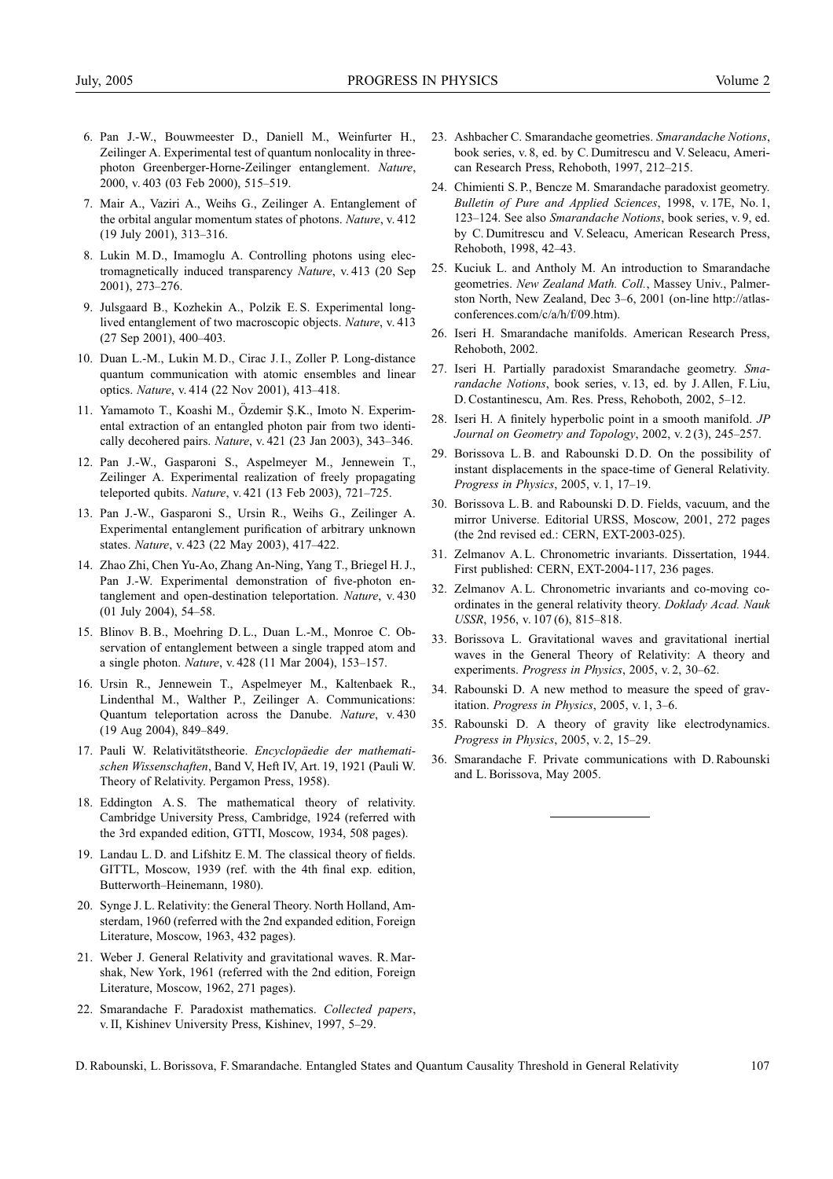6. Pan J.-W., Bouwmeester D., Daniell M., Weinfurter H., Zeilinger A. Experimental test of quantum nonlocality in three-photon Greenberger-Horne-Zeilinger entanglement. *Nature*, 2000, v. 403 (03 Feb 2000), 515–519.
7. Mair A., Vaziri A., Weihs G., Zeilinger A. Entanglement of the orbital angular momentum states of photons. *Nature*, v. 412 (19 July 2001), 313–316.
8. Lukin M. D., Imamoglu A. Controlling photons using electromagnetically induced transparency *Nature*, v. 413 (20 Sep 2001), 273–276.
9. Julsgaard B., Kozhekin A., Polzik E. S. Experimental long-lived entanglement of two macroscopic objects. *Nature*, v. 413 (27 Sep 2001), 400–403.
10. Duan L.-M., Lukin M. D., Cirac J. I., Zoller P. Long-distance quantum communication with atomic ensembles and linear optics. *Nature*, v. 414 (22 Nov 2001), 413–418.
11. Yamamoto T., Koashi M., Özdemir Ş.K., Imoto N. Experimental extraction of an entangled photon pair from two identically decohered pairs. *Nature*, v. 421 (23 Jan 2003), 343–346.
12. Pan J.-W., Gasparoni S., Aspelmeyer M., Jennewein T., Zeilinger A. Experimental realization of freely propagating teleported qubits. *Nature*, v. 421 (13 Feb 2003), 721–725.
13. Pan J.-W., Gasparoni S., Ursin R., Weihs G., Zeilinger A. Experimental entanglement purification of arbitrary unknown states. *Nature*, v. 423 (22 May 2003), 417–422.
14. Zhao Zhi, Chen Yu-Ao, Zhang An-Ning, Yang T., Briegel H. J., Pan J.-W. Experimental demonstration of five-photon entanglement and open-destination teleportation. *Nature*, v. 430 (01 July 2004), 54–58.
15. Blinov B. B., Moehring D. L., Duan L.-M., Monroe C. Observation of entanglement between a single trapped atom and a single photon. *Nature*, v. 428 (11 Mar 2004), 153–157.
16. Ursin R., Jennewein T., Aspelmeyer M., Kaltenbaek R., Lindenthal M., Walther P., Zeilinger A. Communications: Quantum teleportation across the Danube. *Nature*, v. 430 (19 Aug 2004), 849–849.
17. Pauli W. Relativitätstheorie. *Encyclopäedie der mathematischen Wissenschaften*, Band V, Heft IV, Art. 19, 1921 (Pauli W. Theory of Relativity. Pergamon Press, 1958).
18. Eddington A. S. The mathematical theory of relativity. Cambridge University Press, Cambridge, 1924 (referred with the 3rd expanded edition, GTTI, Moscow, 1934, 508 pages).
19. Landau L. D. and Lifshitz E. M. The classical theory of fields. GITTL, Moscow, 1939 (ref. with the 4th final exp. edition, Butterworth–Heinemann, 1980).
20. Synge J. L. Relativity: the General Theory. North Holland, Amsterdam, 1960 (referred with the 2nd expanded edition, Foreign Literature, Moscow, 1963, 432 pages).
21. Weber J. General Relativity and gravitational waves. R. Marshak, New York, 1961 (referred with the 2nd edition, Foreign Literature, Moscow, 1962, 271 pages).
22. Smarandache F. Paradoxist mathematics. *Collected papers*, v. II, Kishinev University Press, Kishinev, 1997, 5–29.
23. Ashbacher C. Smarandache geometries. *Smarandache Notions*, book series, v. 8, ed. by C. Dumitrescu and V. Seleacu, American Research Press, Rehoboth, 1997, 212–215.
24. Chimienti S. P., Bencze M. Smarandache paradoxist geometry. *Bulletin of Pure and Applied Sciences*, 1998, v. 17E, No. 1, 123–124. See also *Smarandache Notions*, book series, v. 9, ed. by C. Dumitrescu and V. Seleacu, American Research Press, Rehoboth, 1998, 42–43.
25. Kuciuk L. and Antholy M. An introduction to Smarandache geometries. *New Zealand Math. Coll.*, Massey Univ., Palmerston North, New Zealand, Dec 3–6, 2001 (on-line http://atlas-conferences.com/c/a/h/f/09.htm).
26. Iseri H. Smarandache manifolds. American Research Press, Rehoboth, 2002.
27. Iseri H. Partially paradoxist Smarandache geometry. *Smarandache Notions*, book series, v. 13, ed. by J. Allen, F. Liu, D. Costantinescu, Am. Res. Press, Rehoboth, 2002, 5–12.
28. Iseri H. A finitely hyperbolic point in a smooth manifold. *JP Journal on Geometry and Topology*, 2002, v. 2 (3), 245–257.
29. Borissova L. B. and Rabounski D. D. On the possibility of instant displacements in the space-time of General Relativity. *Progress in Physics*, 2005, v. 1, 17–19.
30. Borissova L. B. and Rabounski D. D. Fields, vacuum, and the mirror Universe. Editorial URSS, Moscow, 2001, 272 pages (the 2nd revised ed.: CERN, EXT-2003-025).
31. Zelmanov A. L. Chronometric invariants. Dissertation, 1944. First published: CERN, EXT-2004-117, 236 pages.
32. Zelmanov A. L. Chronometric invariants and co-moving coordinates in the general relativity theory. *Doklady Acad. Nauk USSR*, 1956, v. 107 (6), 815–818.
33. Borissova L. Gravitational waves and gravitational inertial waves in the General Theory of Relativity: A theory and experiments. *Progress in Physics*, 2005, v. 2, 30–62.
34. Rabounski D. A new method to measure the speed of gravitation. *Progress in Physics*, 2005, v. 1, 3–6.
35. Rabounski D. A theory of gravity like electrodynamics. *Progress in Physics*, 2005, v. 2, 15–29.
36. Smarandache F. Private communications with D. Rabounski and L. Borissova, May 2005.